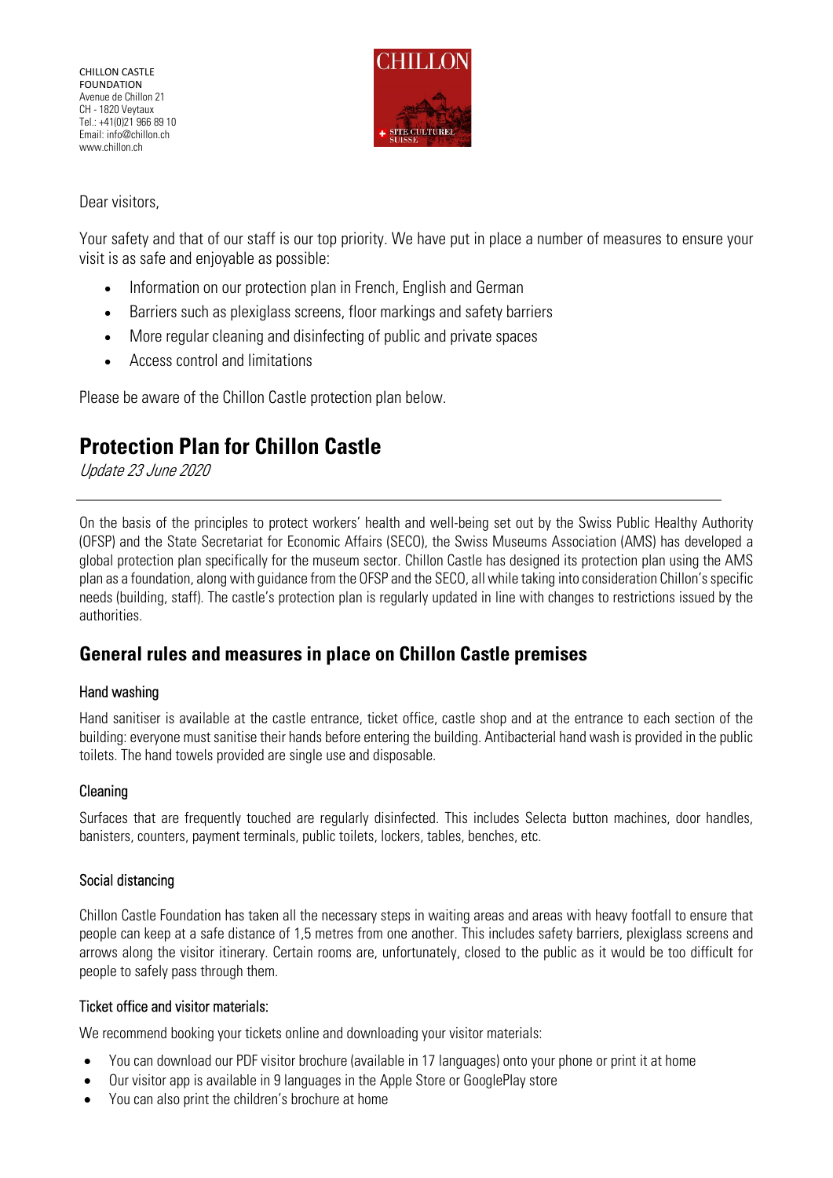CHILLON CASTLE FOUNDATION
Avenue de Chillon 21
CH - 1820 Veytaux
Tel.: +41(0)21 966 89 10
Email: info@chillon.ch
www.chillon.ch

Dear visitors,

Your safety and that of our staff is our top priority. We have put in place a number of measures to ensure your visit is as safe and enjoyable as possible:

- Information on our protection plan in French, English and German
- Barriers such as plexiglass screens, floor markings and safety barriers
- More regular cleaning and disinfecting of public and private spaces
- Access control and limitations

Please be aware of the Chillon Castle protection plan below.

# Protection Plan for Chillon Castle

*Update 23 June 2020*

---

On the basis of the principles to protect workers' health and well-being set out by the Swiss Public Healthy Authority (OFSP) and the State Secretariat for Economic Affairs (SECO), the Swiss Museums Association (AMS) has developed a global protection plan specifically for the museum sector. Chillon Castle has designed its protection plan using the AMS plan as a foundation, along with guidance from the OFSP and the SECO, all while taking into consideration Chillon's specific needs (building, staff). The castle's protection plan is regularly updated in line with changes to restrictions issued by the authorities.

## General rules and measures in place on Chillon Castle premises

### Hand washing

Hand sanitiser is available at the castle entrance, ticket office, castle shop and at the entrance to each section of the building: everyone must sanitise their hands before entering the building. Antibacterial hand wash is provided in the public toilets. The hand towels provided are single use and disposable.

### Cleaning

Surfaces that are frequently touched are regularly disinfected. This includes Selecta button machines, door handles, banisters, counters, payment terminals, public toilets, lockers, tables, benches, etc.

### Social distancing

Chillon Castle Foundation has taken all the necessary steps in waiting areas and areas with heavy footfall to ensure that people can keep at a safe distance of 1,5 metres from one another. This includes safety barriers, plexiglass screens and arrows along the visitor itinerary. Certain rooms are, unfortunately, closed to the public as it would be too difficult for people to safely pass through them.

### Ticket office and visitor materials:

We recommend booking your tickets online and downloading your visitor materials:

- You can download our PDF visitor brochure (available in 17 languages) onto your phone or print it at home
- Our visitor app is available in 9 languages in the Apple Store or GooglePlay store
- You can also print the children's brochure at home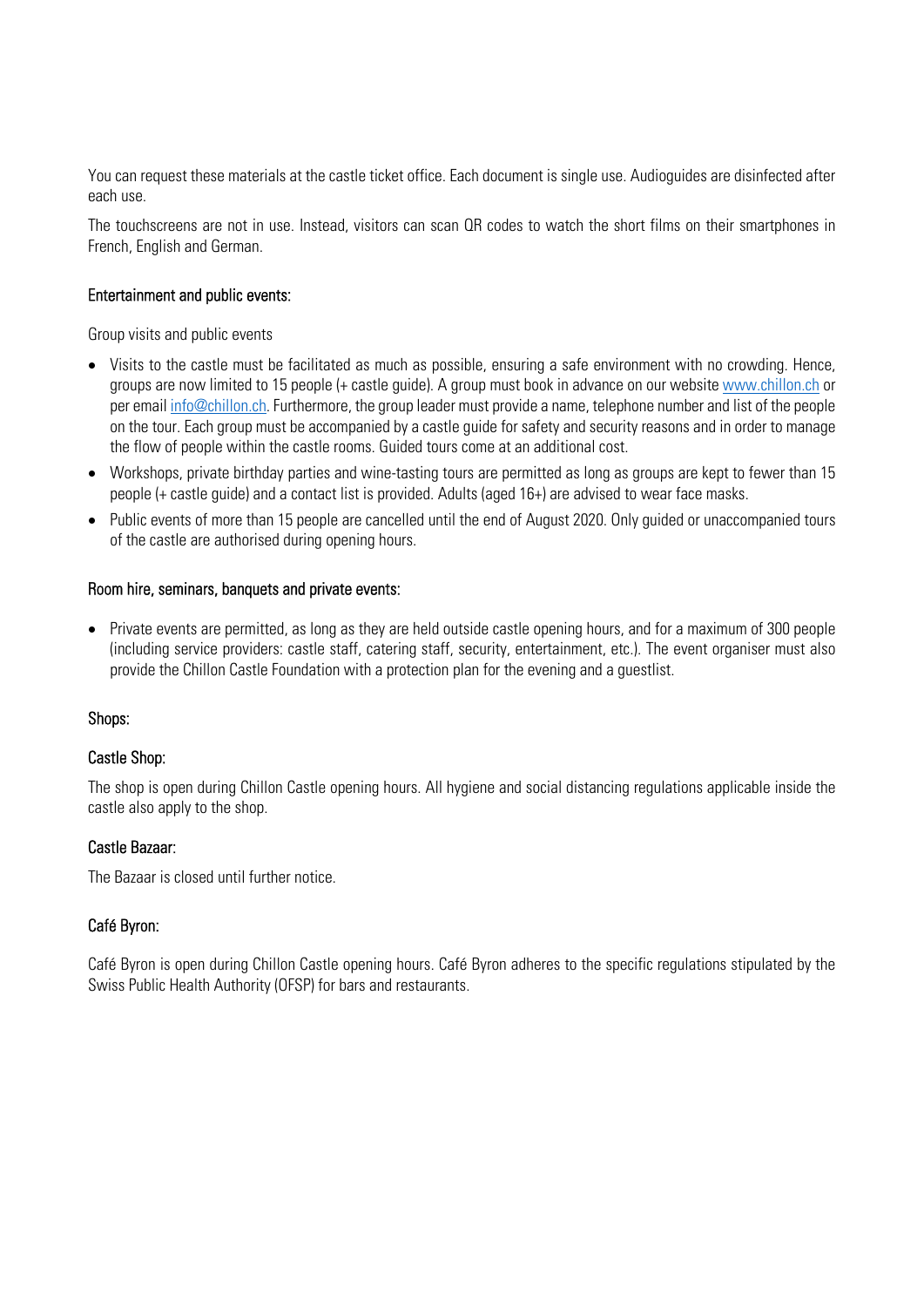You can request these materials at the castle ticket office. Each document is single use. Audioguides are disinfected after each use.

The touchscreens are not in use. Instead, visitors can scan QR codes to watch the short films on their smartphones in French, English and German.

### Entertainment and public events:

Group visits and public events

- Visits to the castle must be facilitated as much as possible, ensuring a safe environment with no crowding. Hence, groups are now limited to 15 people (+ castle guide). A group must book in advance on our website [www.chillon.ch](www.chillon.ch) or per email [info@chillon.ch](mailto:info@chillon.ch). Furthermore, the group leader must provide a name, telephone number and list of the people on the tour. Each group must be accompanied by a castle guide for safety and security reasons and in order to manage the flow of people within the castle rooms. Guided tours come at an additional cost.
- Workshops, private birthday parties and wine-tasting tours are permitted as long as groups are kept to fewer than 15 people (+ castle guide) and a contact list is provided. Adults (aged 16+) are advised to wear face masks.
- Public events of more than 15 people are cancelled until the end of August 2020. Only guided or unaccompanied tours of the castle are authorised during opening hours.

### Room hire, seminars, banquets and private events:

- Private events are permitted, as long as they are held outside castle opening hours, and for a maximum of 300 people (including service providers: castle staff, catering staff, security, entertainment, etc.). The event organiser must also provide the Chillon Castle Foundation with a protection plan for the evening and a guestlist.

### Shops:

#### Castle Shop:

The shop is open during Chillon Castle opening hours. All hygiene and social distancing regulations applicable inside the castle also apply to the shop.

#### Castle Bazaar:

The Bazaar is closed until further notice.

#### Café Byron:

Café Byron is open during Chillon Castle opening hours. Café Byron adheres to the specific regulations stipulated by the Swiss Public Health Authority (OFSP) for bars and restaurants.